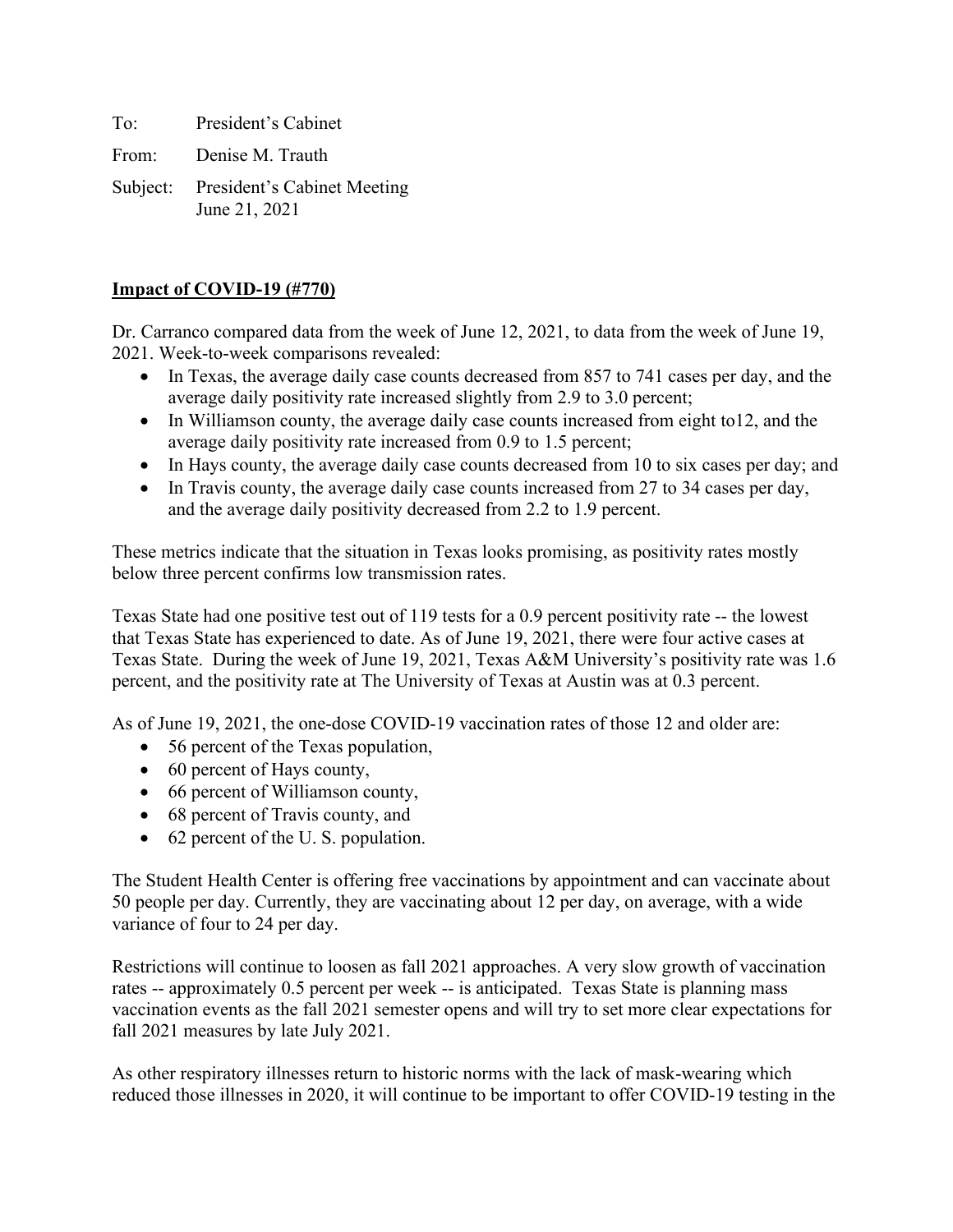To: President's Cabinet

From: Denise M. Trauth

Subject: President's Cabinet Meeting
June 21, 2021

**Impact of COVID-19 (#770)**

Dr. Carranco compared data from the week of June 12, 2021, to data from the week of June 19, 2021. Week-to-week comparisons revealed:

- In Texas, the average daily case counts decreased from 857 to 741 cases per day, and the average daily positivity rate increased slightly from 2.9 to 3.0 percent;
- In Williamson county, the average daily case counts increased from eight to12, and the average daily positivity rate increased from 0.9 to 1.5 percent;
- In Hays county, the average daily case counts decreased from 10 to six cases per day; and
- In Travis county, the average daily case counts increased from 27 to 34 cases per day, and the average daily positivity decreased from 2.2 to 1.9 percent.

These metrics indicate that the situation in Texas looks promising, as positivity rates mostly below three percent confirms low transmission rates.

Texas State had one positive test out of 119 tests for a 0.9 percent positivity rate -- the lowest that Texas State has experienced to date. As of June 19, 2021, there were four active cases at Texas State. During the week of June 19, 2021, Texas A&M University's positivity rate was 1.6 percent, and the positivity rate at The University of Texas at Austin was at 0.3 percent.

As of June 19, 2021, the one-dose COVID-19 vaccination rates of those 12 and older are:

- 56 percent of the Texas population,
- 60 percent of Hays county,
- 66 percent of Williamson county,
- 68 percent of Travis county, and
- 62 percent of the U. S. population.

The Student Health Center is offering free vaccinations by appointment and can vaccinate about 50 people per day. Currently, they are vaccinating about 12 per day, on average, with a wide variance of four to 24 per day.

Restrictions will continue to loosen as fall 2021 approaches. A very slow growth of vaccination rates -- approximately 0.5 percent per week -- is anticipated. Texas State is planning mass vaccination events as the fall 2021 semester opens and will try to set more clear expectations for fall 2021 measures by late July 2021.

As other respiratory illnesses return to historic norms with the lack of mask-wearing which reduced those illnesses in 2020, it will continue to be important to offer COVID-19 testing in the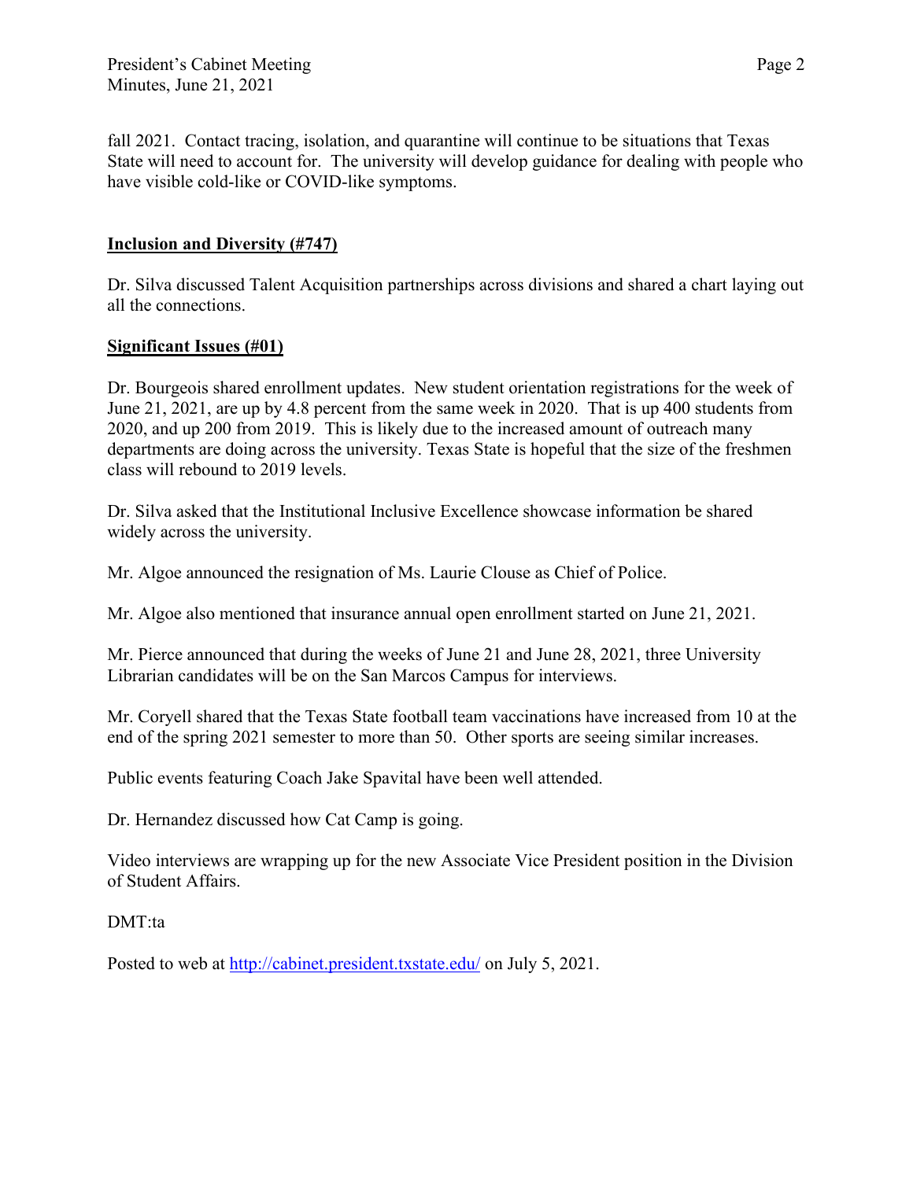fall 2021. Contact tracing, isolation, and quarantine will continue to be situations that Texas State will need to account for. The university will develop guidance for dealing with people who have visible cold-like or COVID-like symptoms.

**Inclusion and Diversity (#747)**

Dr. Silva discussed Talent Acquisition partnerships across divisions and shared a chart laying out all the connections.

**Significant Issues (#01)**

Dr. Bourgeois shared enrollment updates. New student orientation registrations for the week of June 21, 2021, are up by 4.8 percent from the same week in 2020. That is up 400 students from 2020, and up 200 from 2019. This is likely due to the increased amount of outreach many departments are doing across the university. Texas State is hopeful that the size of the freshmen class will rebound to 2019 levels.

Dr. Silva asked that the Institutional Inclusive Excellence showcase information be shared widely across the university.

Mr. Algoe announced the resignation of Ms. Laurie Clouse as Chief of Police.

Mr. Algoe also mentioned that insurance annual open enrollment started on June 21, 2021.

Mr. Pierce announced that during the weeks of June 21 and June 28, 2021, three University Librarian candidates will be on the San Marcos Campus for interviews.

Mr. Coryell shared that the Texas State football team vaccinations have increased from 10 at the end of the spring 2021 semester to more than 50. Other sports are seeing similar increases.

Public events featuring Coach Jake Spavital have been well attended.

Dr. Hernandez discussed how Cat Camp is going.

Video interviews are wrapping up for the new Associate Vice President position in the Division of Student Affairs.

DMT:ta

Posted to web at [http://cabinet.president.txstate.edu/](http://cabinet.president.txstate.edu/) on July 5, 2021.